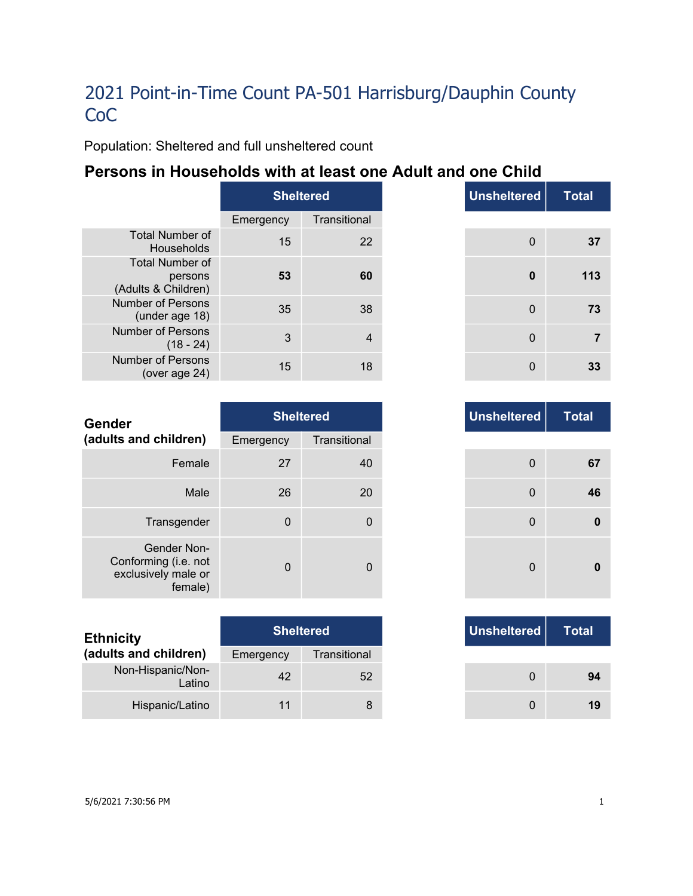# 2021 Point-in-Time Count PA-501 Harrisburg/Dauphin County CoC

Population: Sheltered and full unsheltered count

## Persons in Households with at least one Adult and one Child

| | Sheltered | | Unsheltered | Total |
|---|---|---|---|---|
| | Emergency | Transitional | | |
| Total Number of Households | 15 | 22 | 0 | **37** |
| Total Number of persons (Adults & Children) | **53** | **60** | **0** | **113** |
| Number of Persons (under age 18) | 35 | 38 | 0 | **73** |
| Number of Persons (18 - 24) | 3 | 4 | 0 | **7** |
| Number of Persons (over age 24) | 15 | 18 | 0 | **33** |

| **Gender (adults and children)** | Sheltered | | Unsheltered | Total |
|---|---|---|---|---|
| | Emergency | Transitional | | |
| Female | 27 | 40 | 0 | **67** |
| Male | 26 | 20 | 0 | **46** |
| Transgender | 0 | 0 | 0 | **0** |
| Gender Non-Conforming (i.e. not exclusively male or female) | 0 | 0 | 0 | **0** |

| **Ethnicity (adults and children)** | Sheltered | | Unsheltered | Total |
|---|---|---|---|---|
| | Emergency | Transitional | | |
| Non-Hispanic/Non-Latino | 42 | 52 | 0 | **94** |
| Hispanic/Latino | 11 | 8 | 0 | **19** |

5/6/2021 7:30:56 PM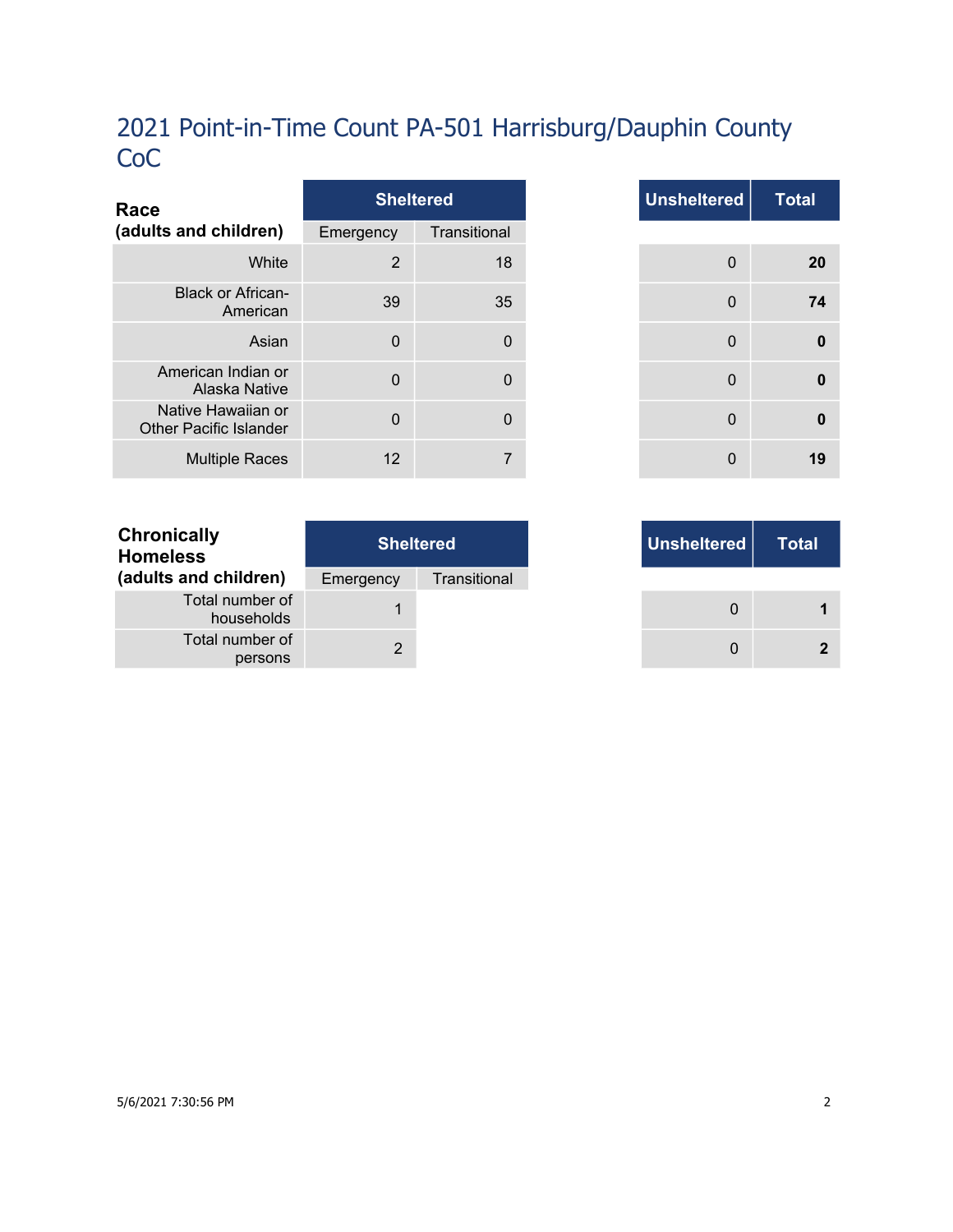# 2021 Point-in-Time Count PA-501 Harrisburg/Dauphin County CoC

| Race (adults and children) | Sheltered | | Unsheltered | Total |
|---|---|---|---|---|
| | Emergency | Transitional | | |
| White | 2 | 18 | 0 | **20** |
| Black or African-American | 39 | 35 | 0 | **74** |
| Asian | 0 | 0 | 0 | **0** |
| American Indian or Alaska Native | 0 | 0 | 0 | **0** |
| Native Hawaiian or Other Pacific Islander | 0 | 0 | 0 | **0** |
| Multiple Races | 12 | 7 | 0 | **19** |

| Chronically Homeless (adults and children) | Sheltered | | Unsheltered | Total |
|---|---|---|---|---|
| | Emergency | Transitional | | |
| Total number of households | 1 | | 0 | **1** |
| Total number of persons | 2 | | 0 | **2** |

5/6/2021 7:30:56 PM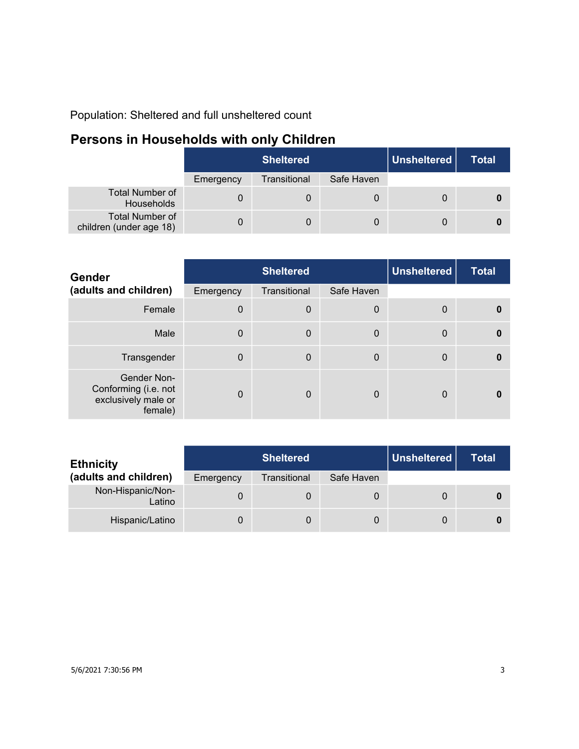Population: Sheltered and full unsheltered count

## Persons in Households with only Children

| | Sheltered | | | Unsheltered | Total |
|---|---|---|---|---|---|
| | Emergency | Transitional | Safe Haven | | |
| Total Number of Households | 0 | 0 | 0 | 0 | **0** |
| Total Number of children (under age 18) | 0 | 0 | 0 | 0 | **0** |

| **Gender (adults and children)** | Sheltered | | | Unsheltered | Total |
|---|---|---|---|---|---|
| | Emergency | Transitional | Safe Haven | | |
| Female | 0 | 0 | 0 | 0 | **0** |
| Male | 0 | 0 | 0 | 0 | **0** |
| Transgender | 0 | 0 | 0 | 0 | **0** |
| Gender Non-Conforming (i.e. not exclusively male or female) | 0 | 0 | 0 | 0 | **0** |

| **Ethnicity (adults and children)** | Sheltered | | | Unsheltered | Total |
|---|---|---|---|---|---|
| | Emergency | Transitional | Safe Haven | | |
| Non-Hispanic/Non-Latino | 0 | 0 | 0 | 0 | **0** |
| Hispanic/Latino | 0 | 0 | 0 | 0 | **0** |

5/6/2021 7:30:56 PM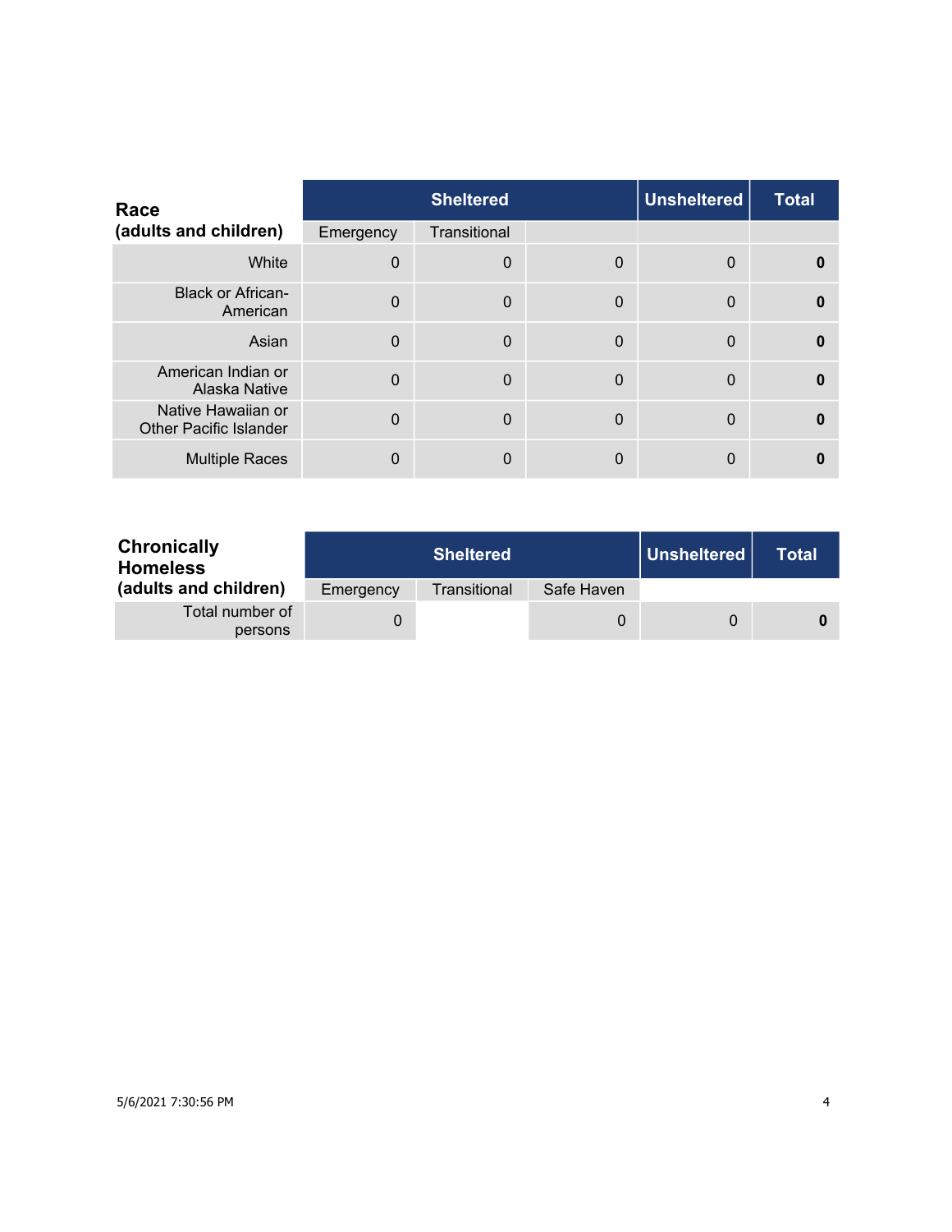| Race (adults and children) | Sheltered | | | Unsheltered | Total |
|---|---|---|---|---|---|
| | Emergency | Transitional | | | |
| White | 0 | 0 | 0 | 0 | **0** |
| Black or African-American | 0 | 0 | 0 | 0 | **0** |
| Asian | 0 | 0 | 0 | 0 | **0** |
| American Indian or Alaska Native | 0 | 0 | 0 | 0 | **0** |
| Native Hawaiian or Other Pacific Islander | 0 | 0 | 0 | 0 | **0** |
| Multiple Races | 0 | 0 | 0 | 0 | **0** |

| Chronically Homeless (adults and children) | Sheltered | | | Unsheltered | Total |
|---|---|---|---|---|---|
| | Emergency | Transitional | Safe Haven | | |
| Total number of persons | 0 | | 0 | 0 | **0** |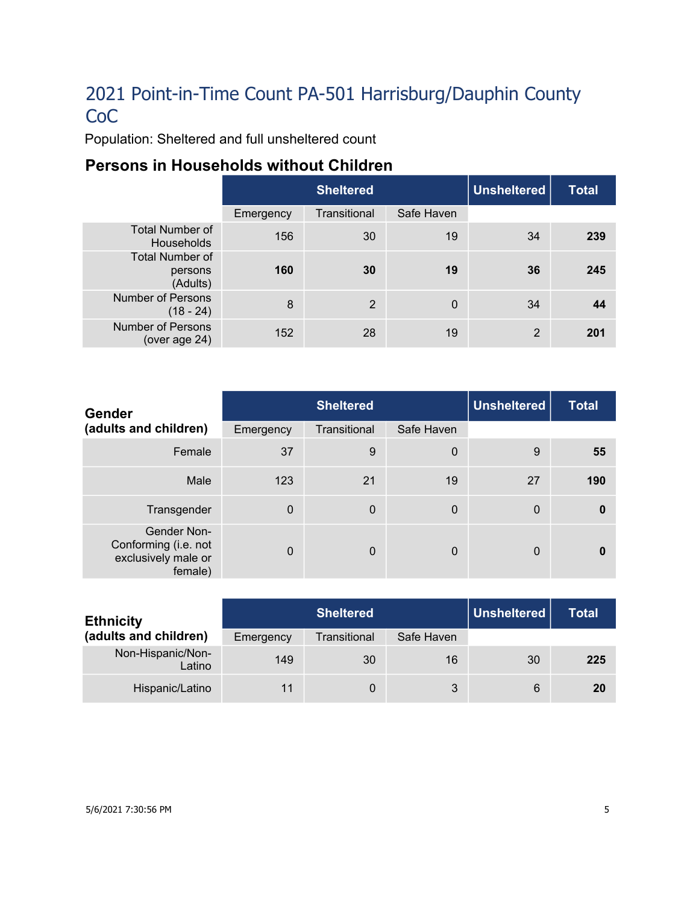# 2021 Point-in-Time Count PA-501 Harrisburg/Dauphin County CoC

Population: Sheltered and full unsheltered count

## Persons in Households without Children

| | Sheltered | | | Unsheltered | Total |
|---|---|---|---|---|---|
| | Emergency | Transitional | Safe Haven | | |
| Total Number of Households | 156 | 30 | 19 | 34 | **239** |
| Total Number of persons (Adults) | **160** | **30** | **19** | **36** | **245** |
| Number of Persons (18 - 24) | 8 | 2 | 0 | 34 | **44** |
| Number of Persons (over age 24) | 152 | 28 | 19 | 2 | **201** |

| Gender (adults and children) | Sheltered | | | Unsheltered | Total |
|---|---|---|---|---|---|
| | Emergency | Transitional | Safe Haven | | |
| Female | 37 | 9 | 0 | 9 | **55** |
| Male | 123 | 21 | 19 | 27 | **190** |
| Transgender | 0 | 0 | 0 | 0 | **0** |
| Gender Non-Conforming (i.e. not exclusively male or female) | 0 | 0 | 0 | 0 | **0** |

| Ethnicity (adults and children) | Sheltered | | | Unsheltered | Total |
|---|---|---|---|---|---|
| | Emergency | Transitional | Safe Haven | | |
| Non-Hispanic/Non-Latino | 149 | 30 | 16 | 30 | **225** |
| Hispanic/Latino | 11 | 0 | 3 | 6 | **20** |

5/6/2021 7:30:56 PM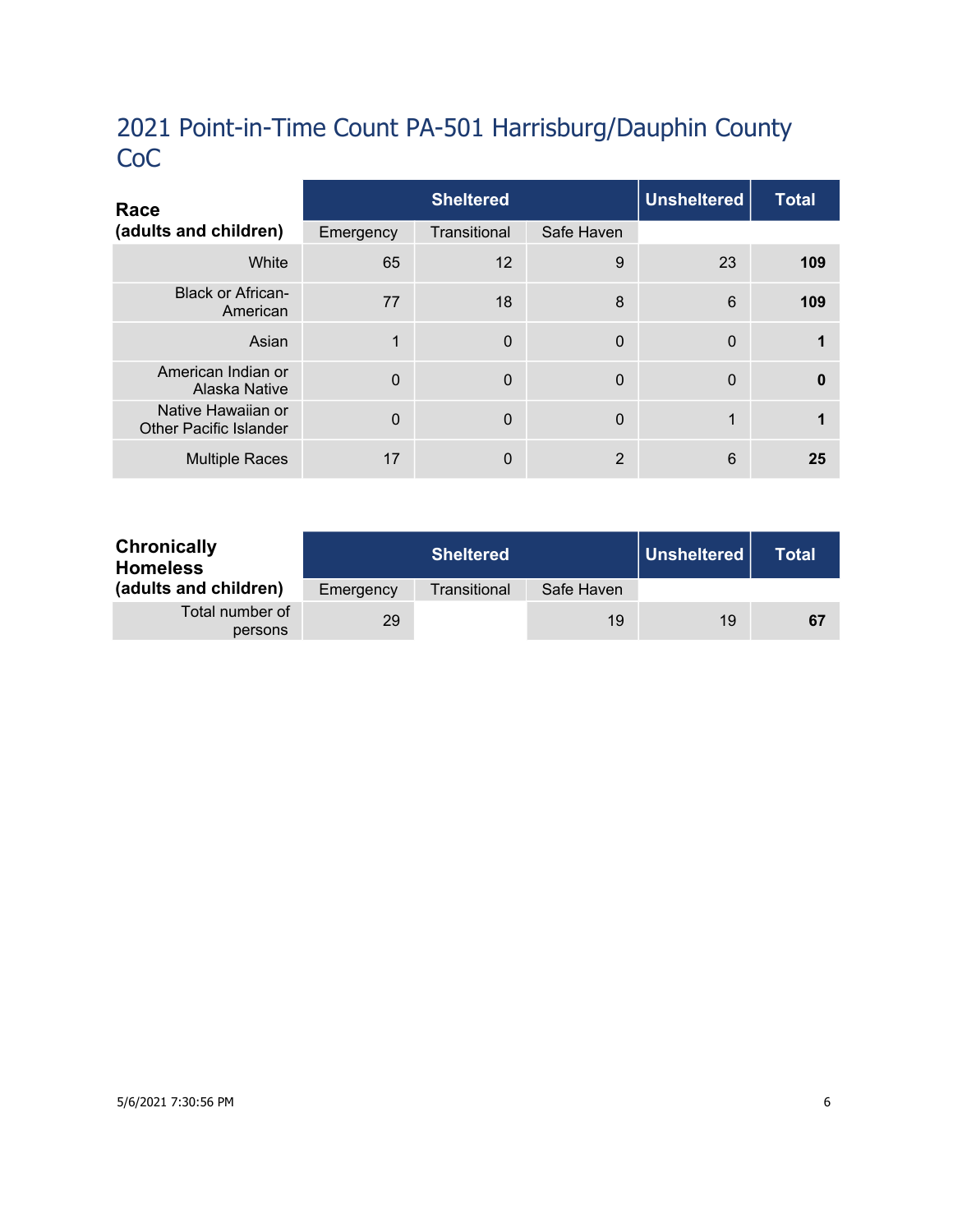# 2021 Point-in-Time Count PA-501 Harrisburg/Dauphin County CoC

| Race (adults and children) | Sheltered | | | Unsheltered | Total |
|---|---|---|---|---|---|
| | Emergency | Transitional | Safe Haven | | |
| White | 65 | 12 | 9 | 23 | **109** |
| Black or African-American | 77 | 18 | 8 | 6 | **109** |
| Asian | 1 | 0 | 0 | 0 | **1** |
| American Indian or Alaska Native | 0 | 0 | 0 | 0 | **0** |
| Native Hawaiian or Other Pacific Islander | 0 | 0 | 0 | 1 | **1** |
| Multiple Races | 17 | 0 | 2 | 6 | **25** |

| Chronically Homeless (adults and children) | Sheltered | | | Unsheltered | Total |
|---|---|---|---|---|---|
| | Emergency | Transitional | Safe Haven | | |
| Total number of persons | 29 | | 19 | 19 | **67** |

5/6/2021 7:30:56 PM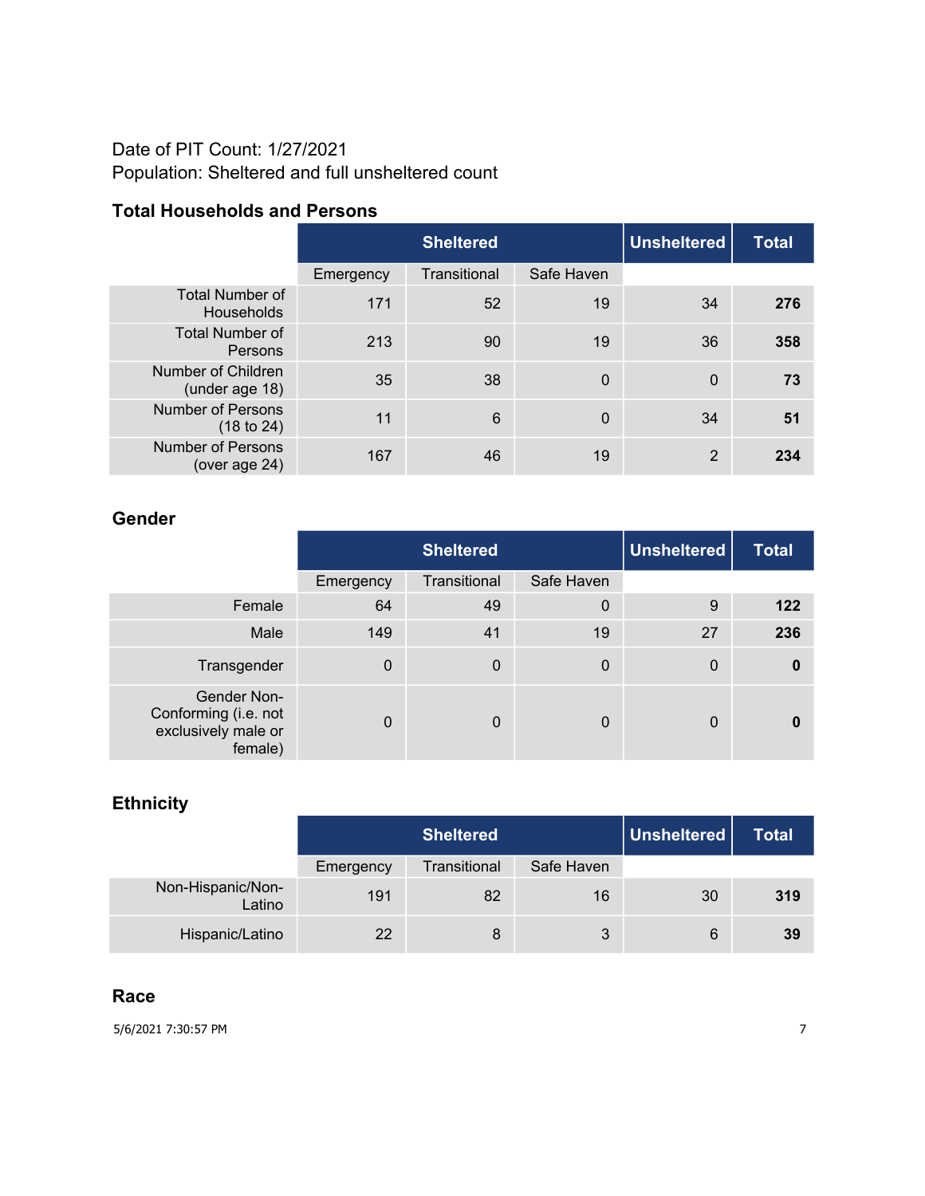Date of PIT Count: 1/27/2021
Population: Sheltered and full unsheltered count

### Total Households and Persons

| | Sheltered | | | Unsheltered | Total |
|---|---|---|---|---|---|
| | Emergency | Transitional | Safe Haven | | |
| Total Number of Households | 171 | 52 | 19 | 34 | **276** |
| Total Number of Persons | 213 | 90 | 19 | 36 | **358** |
| Number of Children (under age 18) | 35 | 38 | 0 | 0 | **73** |
| Number of Persons (18 to 24) | 11 | 6 | 0 | 34 | **51** |
| Number of Persons (over age 24) | 167 | 46 | 19 | 2 | **234** |

### Gender

| | Sheltered | | | Unsheltered | Total |
|---|---|---|---|---|---|
| | Emergency | Transitional | Safe Haven | | |
| Female | 64 | 49 | 0 | 9 | **122** |
| Male | 149 | 41 | 19 | 27 | **236** |
| Transgender | 0 | 0 | 0 | 0 | **0** |
| Gender Non-Conforming (i.e. not exclusively male or female) | 0 | 0 | 0 | 0 | **0** |

### Ethnicity

| | Sheltered | | | Unsheltered | Total |
|---|---|---|---|---|---|
| | Emergency | Transitional | Safe Haven | | |
| Non-Hispanic/Non-Latino | 191 | 82 | 16 | 30 | **319** |
| Hispanic/Latino | 22 | 8 | 3 | 6 | **39** |

### Race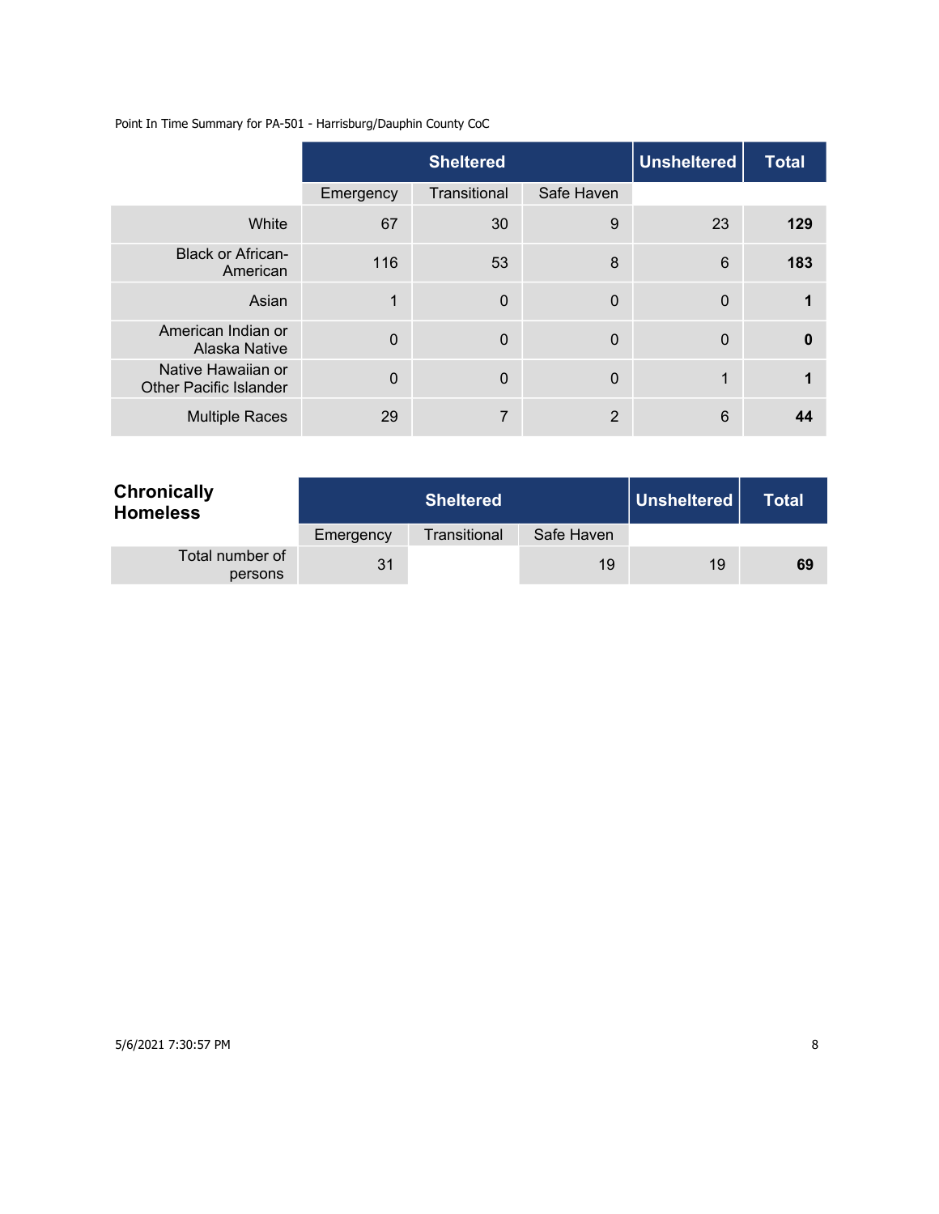Point In Time Summary for PA-501 - Harrisburg/Dauphin County CoC

| | Sheltered | | | Unsheltered | Total |
|---|---|---|---|---|---|
| | Emergency | Transitional | Safe Haven | | |
| White | 67 | 30 | 9 | 23 | **129** |
| Black or African-American | 116 | 53 | 8 | 6 | **183** |
| Asian | 1 | 0 | 0 | 0 | **1** |
| American Indian or Alaska Native | 0 | 0 | 0 | 0 | **0** |
| Native Hawaiian or Other Pacific Islander | 0 | 0 | 0 | 1 | **1** |
| Multiple Races | 29 | 7 | 2 | 6 | **44** |

| **Chronically Homeless** | Sheltered | | | Unsheltered | Total |
|---|---|---|---|---|---|
| | Emergency | Transitional | Safe Haven | | |
| Total number of persons | 31 | | 19 | 19 | **69** |

5/6/2021 7:30:57 PM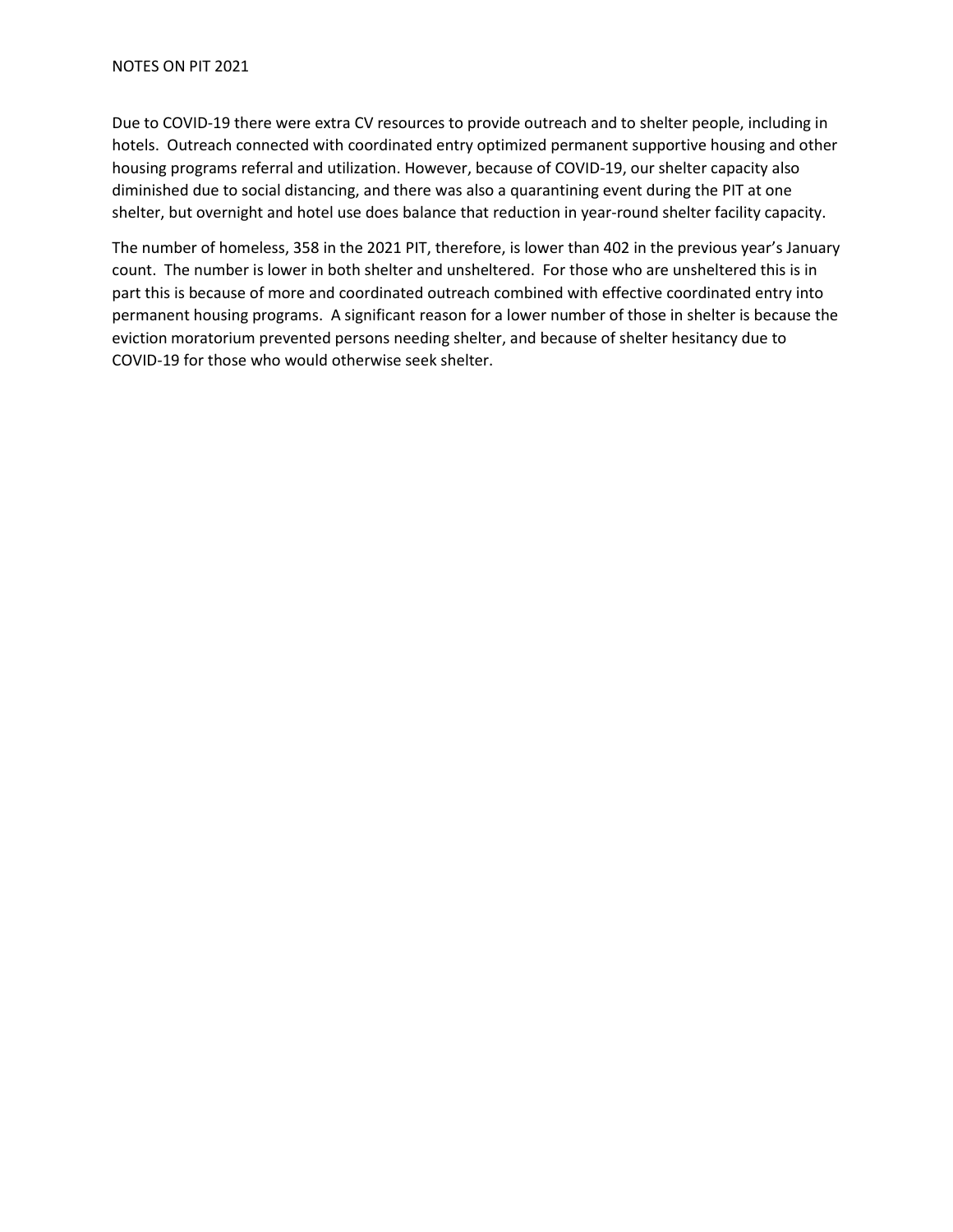# NOTES ON PIT 2021

Due to COVID-19 there were extra CV resources to provide outreach and to shelter people, including in hotels. Outreach connected with coordinated entry optimized permanent supportive housing and other housing programs referral and utilization. However, because of COVID-19, our shelter capacity also diminished due to social distancing, and there was also a quarantining event during the PIT at one shelter, but overnight and hotel use does balance that reduction in year-round shelter facility capacity.

The number of homeless, 358 in the 2021 PIT, therefore, is lower than 402 in the previous year's January count. The number is lower in both shelter and unsheltered. For those who are unsheltered this is in part this is because of more and coordinated outreach combined with effective coordinated entry into permanent housing programs. A significant reason for a lower number of those in shelter is because the eviction moratorium prevented persons needing shelter, and because of shelter hesitancy due to COVID-19 for those who would otherwise seek shelter.